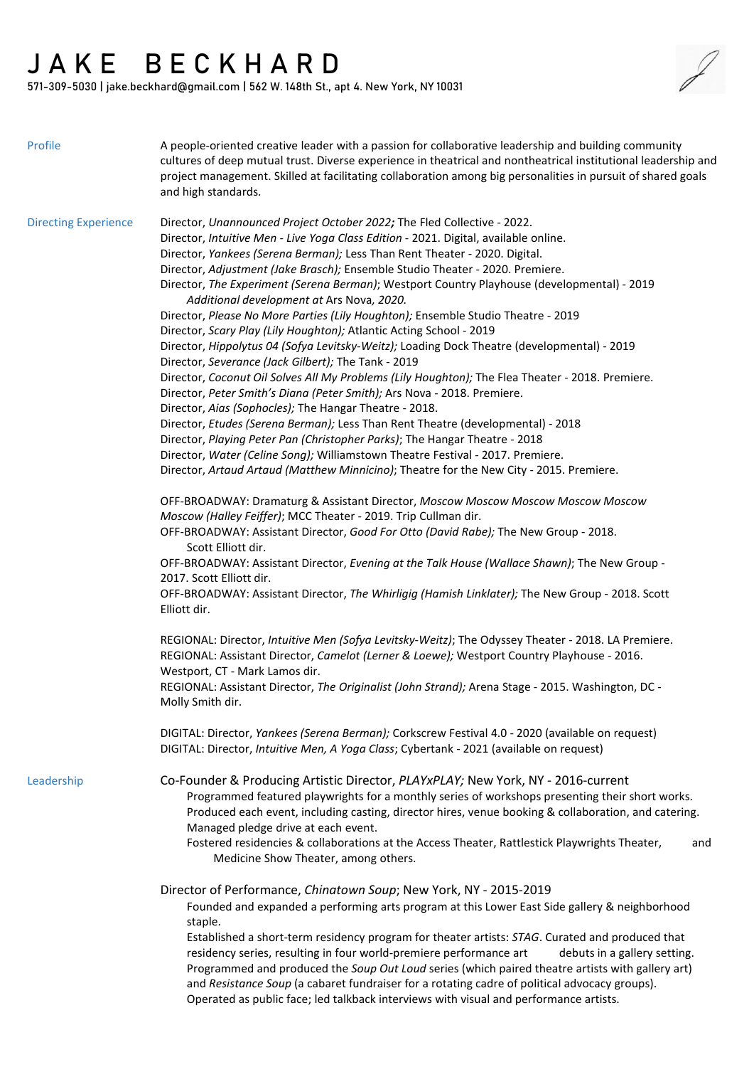# JAKE BECKHARD

571-309-5030 | jake.beckhard@gmail.com | 562 W. 148th St., apt 4. New York, NY 10031

## Profile

A people-oriented creative leader with a passion for collaborative leadership and building community cultures of deep mutual trust. Diverse experience in theatrical and nontheatrical institutional leadership and project management. Skilled at facilitating collaboration among big personalities in pursuit of shared goals and high standards.

## Directing Experience

Director, *Unannounced Project October 2022;* The Fled Collective - 2022.
Director, *Intuitive Men - Live Yoga Class Edition* - 2021. Digital, available online.
Director, *Yankees (Serena Berman);* Less Than Rent Theater - 2020. Digital.
Director, *Adjustment (Jake Brasch);* Ensemble Studio Theater - 2020. Premiere.
Director, *The Experiment (Serena Berman)*; Westport Country Playhouse (developmental) - 2019
*Additional development at* Ars Nova*, 2020.*
Director, *Please No More Parties (Lily Houghton);* Ensemble Studio Theatre - 2019
Director, *Scary Play (Lily Houghton);* Atlantic Acting School - 2019
Director, *Hippolytus 04 (Sofya Levitsky-Weitz);* Loading Dock Theatre (developmental) - 2019
Director, *Severance (Jack Gilbert);* The Tank - 2019
Director, *Coconut Oil Solves All My Problems (Lily Houghton);* The Flea Theater - 2018. Premiere.
Director, *Peter Smith's Diana (Peter Smith);* Ars Nova - 2018. Premiere.
Director, *Aias (Sophocles);* The Hangar Theatre - 2018.
Director, *Etudes (Serena Berman);* Less Than Rent Theatre (developmental) - 2018
Director, *Playing Peter Pan (Christopher Parks)*; The Hangar Theatre - 2018
Director, *Water (Celine Song);* Williamstown Theatre Festival - 2017. Premiere.
Director, *Artaud Artaud (Matthew Minnicino)*; Theatre for the New City - 2015. Premiere.

OFF-BROADWAY: Dramaturg & Assistant Director, *Moscow Moscow Moscow Moscow Moscow Moscow (Halley Feiffer)*; MCC Theater - 2019. Trip Cullman dir.
OFF-BROADWAY: Assistant Director, *Good For Otto (David Rabe);* The New Group - 2018. Scott Elliott dir.
OFF-BROADWAY: Assistant Director, *Evening at the Talk House (Wallace Shawn)*; The New Group - 2017. Scott Elliott dir.
OFF-BROADWAY: Assistant Director, *The Whirligig (Hamish Linklater);* The New Group - 2018. Scott Elliott dir.

REGIONAL: Director, *Intuitive Men (Sofya Levitsky-Weitz)*; The Odyssey Theater - 2018. LA Premiere.
REGIONAL: Assistant Director, *Camelot (Lerner & Loewe);* Westport Country Playhouse - 2016. Westport, CT - Mark Lamos dir.
REGIONAL: Assistant Director, *The Originalist (John Strand);* Arena Stage - 2015. Washington, DC - Molly Smith dir.

DIGITAL: Director, *Yankees (Serena Berman);* Corkscrew Festival 4.0 - 2020 (available on request)
DIGITAL: Director, *Intuitive Men, A Yoga Class*; Cybertank - 2021 (available on request)

## Leadership

### Co-Founder & Producing Artistic Director, *PLAYxPLAY;* New York, NY - 2016-current

Programmed featured playwrights for a monthly series of workshops presenting their short works.
Produced each event, including casting, director hires, venue booking & collaboration, and catering.
Managed pledge drive at each event.
Fostered residencies & collaborations at the Access Theater, Rattlestick Playwrights Theater, and Medicine Show Theater, among others.

### Director of Performance, *Chinatown Soup*; New York, NY - 2015-2019

Founded and expanded a performing arts program at this Lower East Side gallery & neighborhood staple.
Established a short-term residency program for theater artists: *STAG*. Curated and produced that residency series, resulting in four world-premiere performance art debuts in a gallery setting.
Programmed and produced the *Soup Out Loud* series (which paired theatre artists with gallery art) and *Resistance Soup* (a cabaret fundraiser for a rotating cadre of political advocacy groups).
Operated as public face; led talkback interviews with visual and performance artists.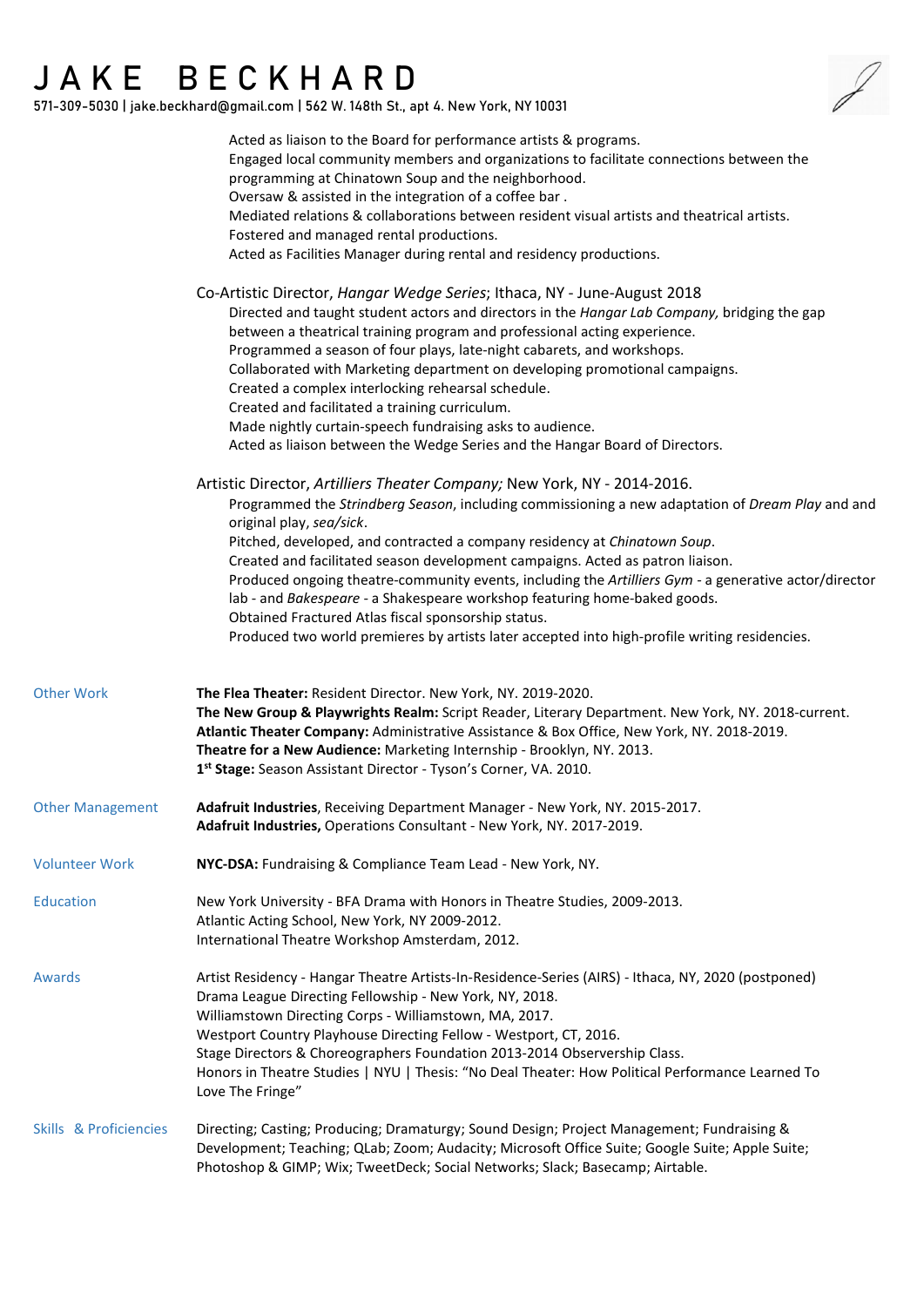# JAKE BECKHARD

571-309-5030 | jake.beckhard@gmail.com | 562 W. 148th St., apt 4. New York, NY 10031

Acted as liaison to the Board for performance artists & programs.
Engaged local community members and organizations to facilitate connections between the programming at Chinatown Soup and the neighborhood.
Oversaw & assisted in the integration of a coffee bar .
Mediated relations & collaborations between resident visual artists and theatrical artists.
Fostered and managed rental productions.
Acted as Facilities Manager during rental and residency productions.

Co-Artistic Director, *Hangar Wedge Series*; Ithaca, NY - June-August 2018

Directed and taught student actors and directors in the *Hangar Lab Company,* bridging the gap between a theatrical training program and professional acting experience.
Programmed a season of four plays, late-night cabarets, and workshops.
Collaborated with Marketing department on developing promotional campaigns.
Created a complex interlocking rehearsal schedule.
Created and facilitated a training curriculum.
Made nightly curtain-speech fundraising asks to audience.
Acted as liaison between the Wedge Series and the Hangar Board of Directors.

Artistic Director, *Artilliers Theater Company;* New York, NY - 2014-2016.

Programmed the *Strindberg Season*, including commissioning a new adaptation of *Dream Play* and and original play, *sea/sick*.
Pitched, developed, and contracted a company residency at *Chinatown Soup*.
Created and facilitated season development campaigns. Acted as patron liaison.
Produced ongoing theatre-community events, including the *Artilliers Gym* - a generative actor/director lab - and *Bakespeare* - a Shakespeare workshop featuring home-baked goods.
Obtained Fractured Atlas fiscal sponsorship status.
Produced two world premieres by artists later accepted into high-profile writing residencies.

## Other Work

**The Flea Theater:** Resident Director. New York, NY. 2019-2020.
**The New Group & Playwrights Realm:** Script Reader, Literary Department. New York, NY. 2018-current.
**Atlantic Theater Company:** Administrative Assistance & Box Office, New York, NY. 2018-2019.
**Theatre for a New Audience:** Marketing Internship - Brooklyn, NY. 2013.
**1st Stage:** Season Assistant Director - Tyson's Corner, VA. 2010.

## Other Management

**Adafruit Industries**, Receiving Department Manager - New York, NY. 2015-2017.
**Adafruit Industries,** Operations Consultant - New York, NY. 2017-2019.

## Volunteer Work

**NYC-DSA:** Fundraising & Compliance Team Lead - New York, NY.

## Education

New York University - BFA Drama with Honors in Theatre Studies, 2009-2013.
Atlantic Acting School, New York, NY 2009-2012.
International Theatre Workshop Amsterdam, 2012.

## Awards

Artist Residency - Hangar Theatre Artists-In-Residence-Series (AIRS) - Ithaca, NY, 2020 (postponed)
Drama League Directing Fellowship - New York, NY, 2018.
Williamstown Directing Corps - Williamstown, MA, 2017.
Westport Country Playhouse Directing Fellow - Westport, CT, 2016.
Stage Directors & Choreographers Foundation 2013-2014 Observership Class.
Honors in Theatre Studies | NYU | Thesis: "No Deal Theater: How Political Performance Learned To Love The Fringe"

## Skills & Proficiencies

Directing; Casting; Producing; Dramaturgy; Sound Design; Project Management; Fundraising & Development; Teaching; QLab; Zoom; Audacity; Microsoft Office Suite; Google Suite; Apple Suite; Photoshop & GIMP; Wix; TweetDeck; Social Networks; Slack; Basecamp; Airtable.